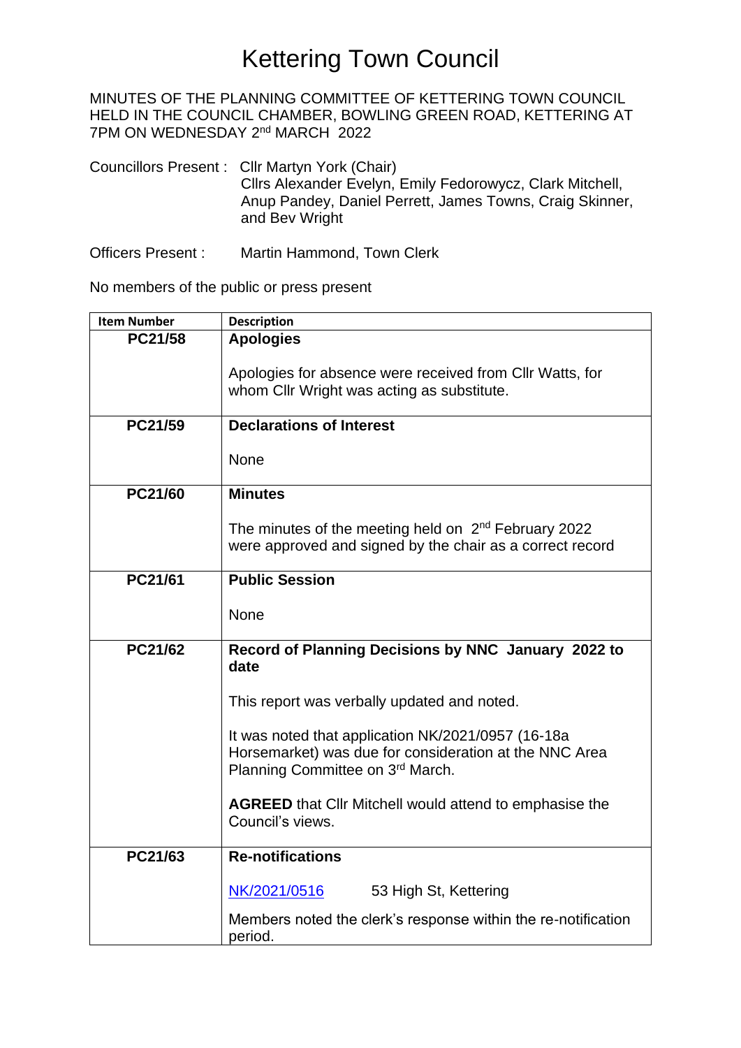# Kettering Town Council

MINUTES OF THE PLANNING COMMITTEE OF KETTERING TOWN COUNCIL HELD IN THE COUNCIL CHAMBER, BOWLING GREEN ROAD, KETTERING AT 7PM ON WEDNESDAY 2nd MARCH 2022

Councillors Present : Cllr Martyn York (Chair)
Cllrs Alexander Evelyn, Emily Fedorowycz, Clark Mitchell, Anup Pandey, Daniel Perrett, James Towns, Craig Skinner, and Bev Wright

Officers Present : Martin Hammond, Town Clerk

No members of the public or press present

| Item Number | Description |
|---|---|
| PC21/58 | **Apologies**<br><br>Apologies for absence were received from Cllr Watts, for whom Cllr Wright was acting as substitute. |
| PC21/59 | **Declarations of Interest**<br><br>None |
| PC21/60 | **Minutes**<br><br>The minutes of the meeting held on 2nd February 2022 were approved and signed by the chair as a correct record |
| PC21/61 | **Public Session**<br><br>None |
| PC21/62 | **Record of Planning Decisions by NNC January 2022 to date**<br><br>This report was verbally updated and noted.<br><br>It was noted that application NK/2021/0957 (16-18a Horsemarket) was due for consideration at the NNC Area Planning Committee on 3rd March.<br><br>**AGREED** that Cllr Mitchell would attend to emphasise the Council's views. |
| PC21/63 | **Re-notifications**<br><br>NK/2021/0516 53 High St, Kettering<br><br>Members noted the clerk's response within the re-notification period. |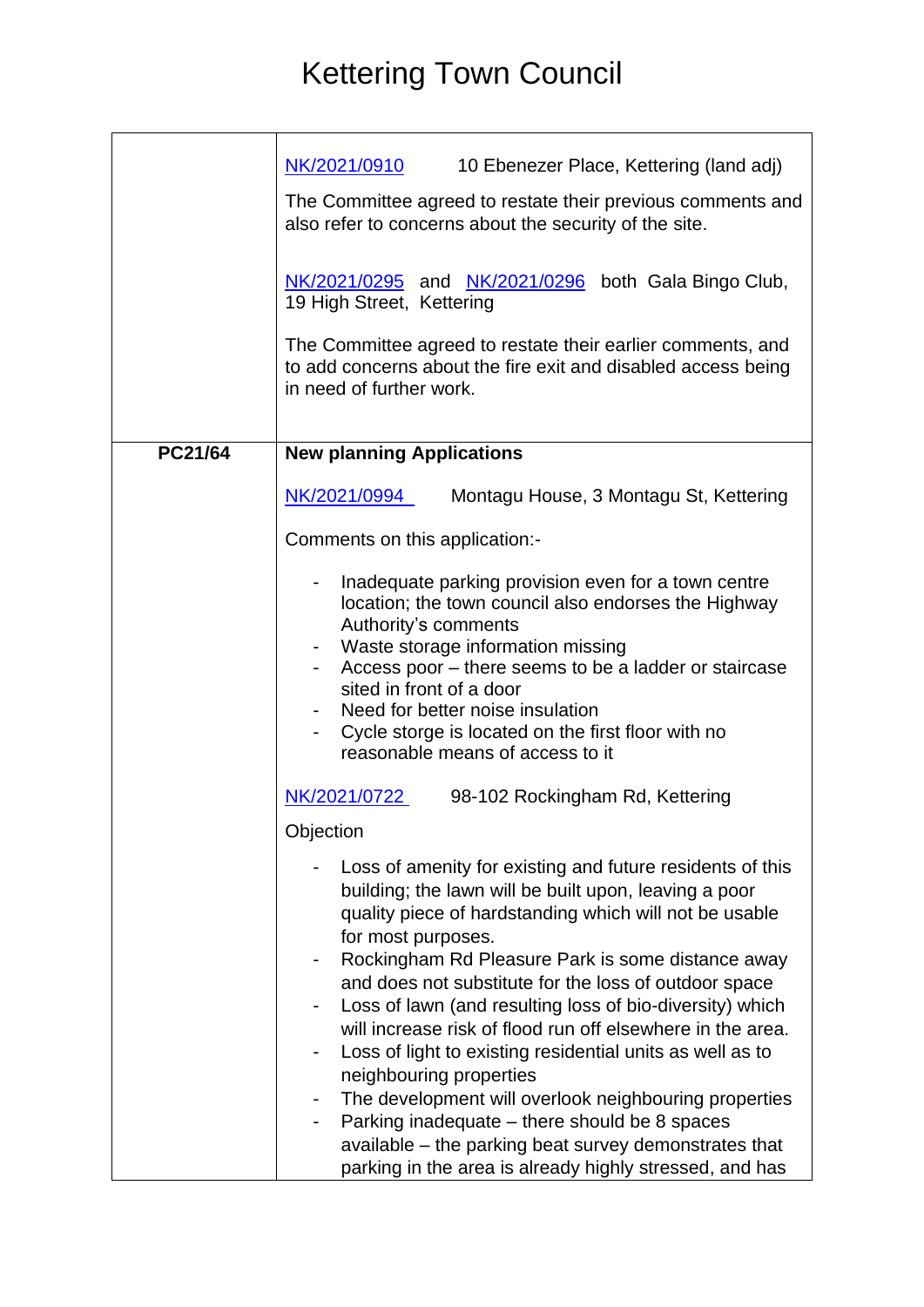# Kettering Town Council

| | |
|---|---|
| | NK/2021/0910 10 Ebenezer Place, Kettering (land adj)<br><br>The Committee agreed to restate their previous comments and also refer to concerns about the security of the site.<br><br>NK/2021/0295 and NK/2021/0296 both Gala Bingo Club, 19 High Street, Kettering<br><br>The Committee agreed to restate their earlier comments, and to add concerns about the fire exit and disabled access being in need of further work. |
| **PC21/64** | **New planning Applications**<br><br>NK/2021/0994 Montagu House, 3 Montagu St, Kettering<br><br>Comments on this application:-<br><br>- Inadequate parking provision even for a town centre location; the town council also endorses the Highway Authority's comments<br>- Waste storage information missing<br>- Access poor – there seems to be a ladder or staircase sited in front of a door<br>- Need for better noise insulation<br>- Cycle storge is located on the first floor with no reasonable means of access to it<br><br>NK/2021/0722 98-102 Rockingham Rd, Kettering<br><br>Objection<br><br>- Loss of amenity for existing and future residents of this building; the lawn will be built upon, leaving a poor quality piece of hardstanding which will not be usable for most purposes.<br>- Rockingham Rd Pleasure Park is some distance away and does not substitute for the loss of outdoor space<br>- Loss of lawn (and resulting loss of bio-diversity) which will increase risk of flood run off elsewhere in the area.<br>- Loss of light to existing residential units as well as to neighbouring properties<br>- The development will overlook neighbouring properties<br>- Parking inadequate – there should be 8 spaces available – the parking beat survey demonstrates that parking in the area is already highly stressed, and has |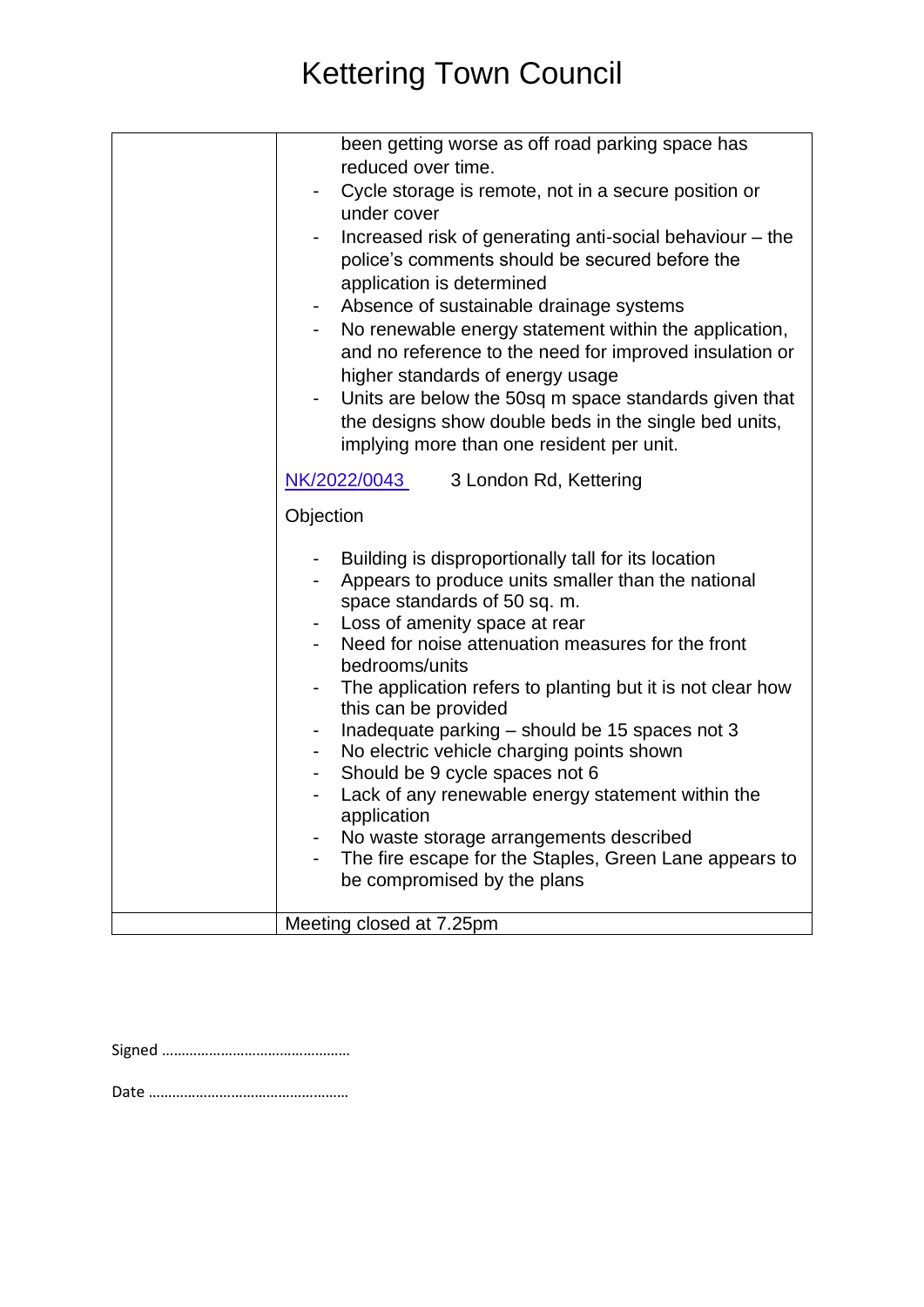| | |
|---|---|
| | been getting worse as off road parking space has reduced over time.<br>- Cycle storage is remote, not in a secure position or under cover<br>- Increased risk of generating anti-social behaviour – the police's comments should be secured before the application is determined<br>- Absence of sustainable drainage systems<br>- No renewable energy statement within the application, and no reference to the need for improved insulation or higher standards of energy usage<br>- Units are below the 50sq m space standards given that the designs show double beds in the single bed units, implying more than one resident per unit.<br><br>NK/2022/0043 3 London Rd, Kettering<br><br>Objection<br><br>- Building is disproportionally tall for its location<br>- Appears to produce units smaller than the national space standards of 50 sq. m.<br>- Loss of amenity space at rear<br>- Need for noise attenuation measures for the front bedrooms/units<br>- The application refers to planting but it is not clear how this can be provided<br>- Inadequate parking – should be 15 spaces not 3<br>- No electric vehicle charging points shown<br>- Should be 9 cycle spaces not 6<br>- Lack of any renewable energy statement within the application<br>- No waste storage arrangements described<br>- The fire escape for the Staples, Green Lane appears to be compromised by the plans |
| | Meeting closed at 7.25pm |

Signed ………………………………………..

Date …………………………………………..